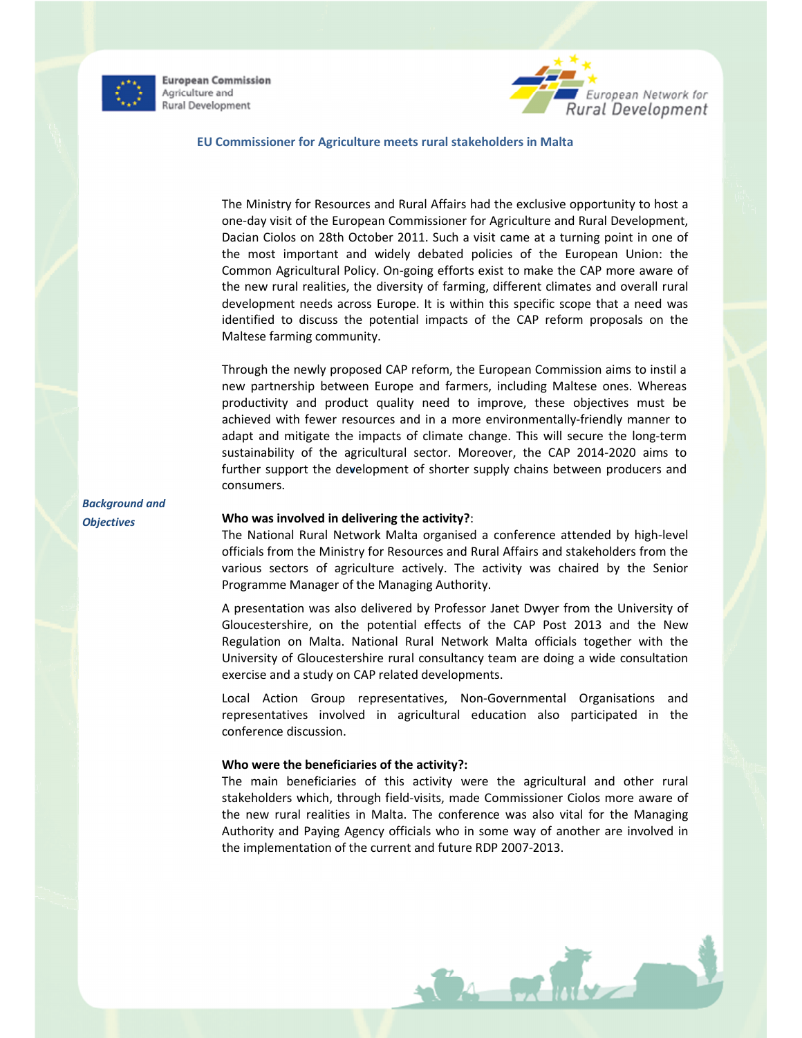European Commission
Agriculture and
Rural Development

European Network for
Rural Development

## EU Commissioner for Agriculture meets rural stakeholders in Malta

The Ministry for Resources and Rural Affairs had the exclusive opportunity to host a one-day visit of the European Commissioner for Agriculture and Rural Development, Dacian Ciolos on 28th October 2011. Such a visit came at a turning point in one of the most important and widely debated policies of the European Union: the Common Agricultural Policy. On-going efforts exist to make the CAP more aware of the new rural realities, the diversity of farming, different climates and overall rural development needs across Europe. It is within this specific scope that a need was identified to discuss the potential impacts of the CAP reform proposals on the Maltese farming community.

Through the newly proposed CAP reform, the European Commission aims to instil a new partnership between Europe and farmers, including Maltese ones. Whereas productivity and product quality need to improve, these objectives must be achieved with fewer resources and in a more environmentally-friendly manner to adapt and mitigate the impacts of climate change. This will secure the long-term sustainability of the agricultural sector. Moreover, the CAP 2014-2020 aims to further support the development of shorter supply chains between producers and consumers.

### *Background and Objectives*

**Who was involved in delivering the activity?**:
The National Rural Network Malta organised a conference attended by high-level officials from the Ministry for Resources and Rural Affairs and stakeholders from the various sectors of agriculture actively. The activity was chaired by the Senior Programme Manager of the Managing Authority.

A presentation was also delivered by Professor Janet Dwyer from the University of Gloucestershire, on the potential effects of the CAP Post 2013 and the New Regulation on Malta. National Rural Network Malta officials together with the University of Gloucestershire rural consultancy team are doing a wide consultation exercise and a study on CAP related developments.

Local Action Group representatives, Non-Governmental Organisations and representatives involved in agricultural education also participated in the conference discussion.

**Who were the beneficiaries of the activity?:**
The main beneficiaries of this activity were the agricultural and other rural stakeholders which, through field-visits, made Commissioner Ciolos more aware of the new rural realities in Malta. The conference was also vital for the Managing Authority and Paying Agency officials who in some way of another are involved in the implementation of the current and future RDP 2007-2013.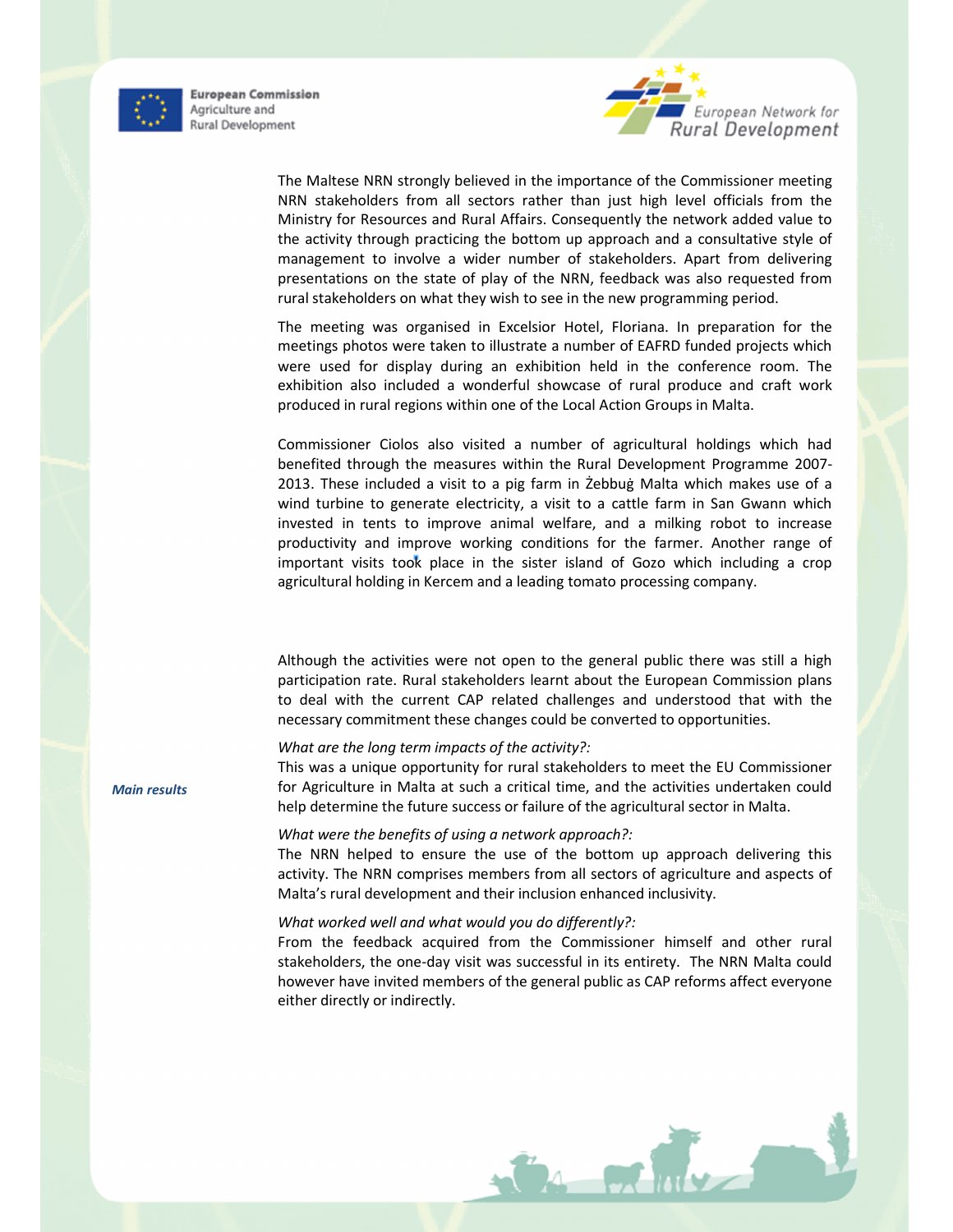The Maltese NRN strongly believed in the importance of the Commissioner meeting NRN stakeholders from all sectors rather than just high level officials from the Ministry for Resources and Rural Affairs. Consequently the network added value to the activity through practicing the bottom up approach and a consultative style of management to involve a wider number of stakeholders. Apart from delivering presentations on the state of play of the NRN, feedback was also requested from rural stakeholders on what they wish to see in the new programming period.

The meeting was organised in Excelsior Hotel, Floriana. In preparation for the meetings photos were taken to illustrate a number of EAFRD funded projects which were used for display during an exhibition held in the conference room. The exhibition also included a wonderful showcase of rural produce and craft work produced in rural regions within one of the Local Action Groups in Malta.

Commissioner Ciolos also visited a number of agricultural holdings which had benefited through the measures within the Rural Development Programme 2007-2013. These included a visit to a pig farm in Żebbuġ Malta which makes use of a wind turbine to generate electricity, a visit to a cattle farm in San Gwann which invested in tents to improve animal welfare, and a milking robot to increase productivity and improve working conditions for the farmer. Another range of important visits took place in the sister island of Gozo which including a crop agricultural holding in Kercem and a leading tomato processing company.

Although the activities were not open to the general public there was still a high participation rate. Rural stakeholders learnt about the European Commission plans to deal with the current CAP related challenges and understood that with the necessary commitment these changes could be converted to opportunities.

***Main results***

*What are the long term impacts of the activity?:*
This was a unique opportunity for rural stakeholders to meet the EU Commissioner for Agriculture in Malta at such a critical time, and the activities undertaken could help determine the future success or failure of the agricultural sector in Malta.

*What were the benefits of using a network approach?:*
The NRN helped to ensure the use of the bottom up approach delivering this activity. The NRN comprises members from all sectors of agriculture and aspects of Malta's rural development and their inclusion enhanced inclusivity.

*What worked well and what would you do differently?:*
From the feedback acquired from the Commissioner himself and other rural stakeholders, the one-day visit was successful in its entirety. The NRN Malta could however have invited members of the general public as CAP reforms affect everyone either directly or indirectly.